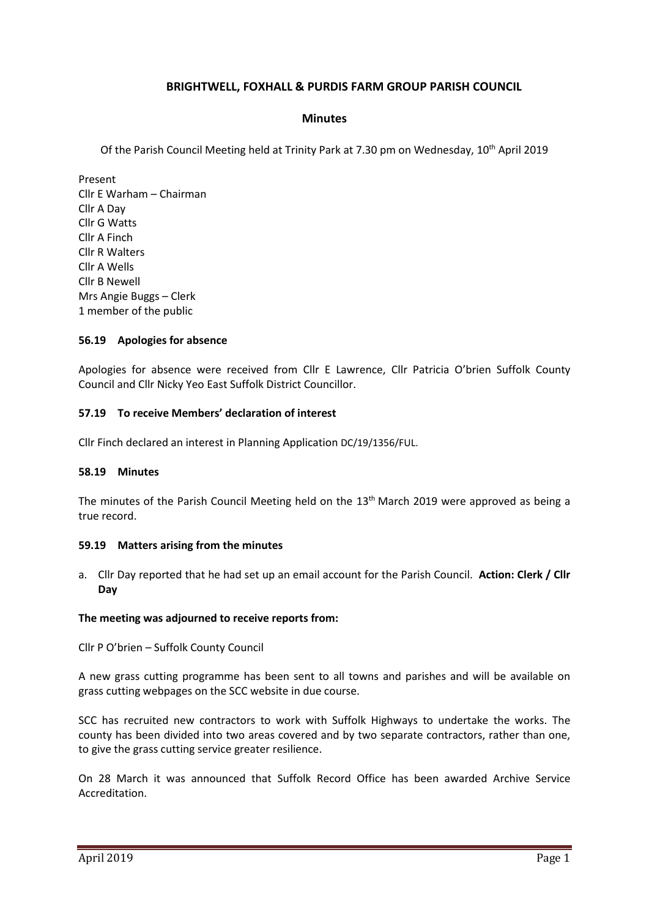# BRIGHTWELL, FOXHALL & PURDIS FARM GROUP PARISH COUNCIL

## Minutes

Of the Parish Council Meeting held at Trinity Park at 7.30 pm on Wednesday, 10th April 2019

Present
Cllr E Warham – Chairman
Cllr A Day
Cllr G Watts
Cllr A Finch
Cllr R Walters
Cllr A Wells
Cllr B Newell
Mrs Angie Buggs – Clerk
1 member of the public

### 56.19 Apologies for absence

Apologies for absence were received from Cllr E Lawrence, Cllr Patricia O'brien Suffolk County Council and Cllr Nicky Yeo East Suffolk District Councillor.

### 57.19 To receive Members' declaration of interest

Cllr Finch declared an interest in Planning Application DC/19/1356/FUL.

### 58.19 Minutes

The minutes of the Parish Council Meeting held on the 13th March 2019 were approved as being a true record.

### 59.19 Matters arising from the minutes

a. Cllr Day reported that he had set up an email account for the Parish Council. **Action: Clerk / Cllr Day**

**The meeting was adjourned to receive reports from:**

Cllr P O'brien – Suffolk County Council

A new grass cutting programme has been sent to all towns and parishes and will be available on grass cutting webpages on the SCC website in due course.

SCC has recruited new contractors to work with Suffolk Highways to undertake the works. The county has been divided into two areas covered and by two separate contractors, rather than one, to give the grass cutting service greater resilience.

On 28 March it was announced that Suffolk Record Office has been awarded Archive Service Accreditation.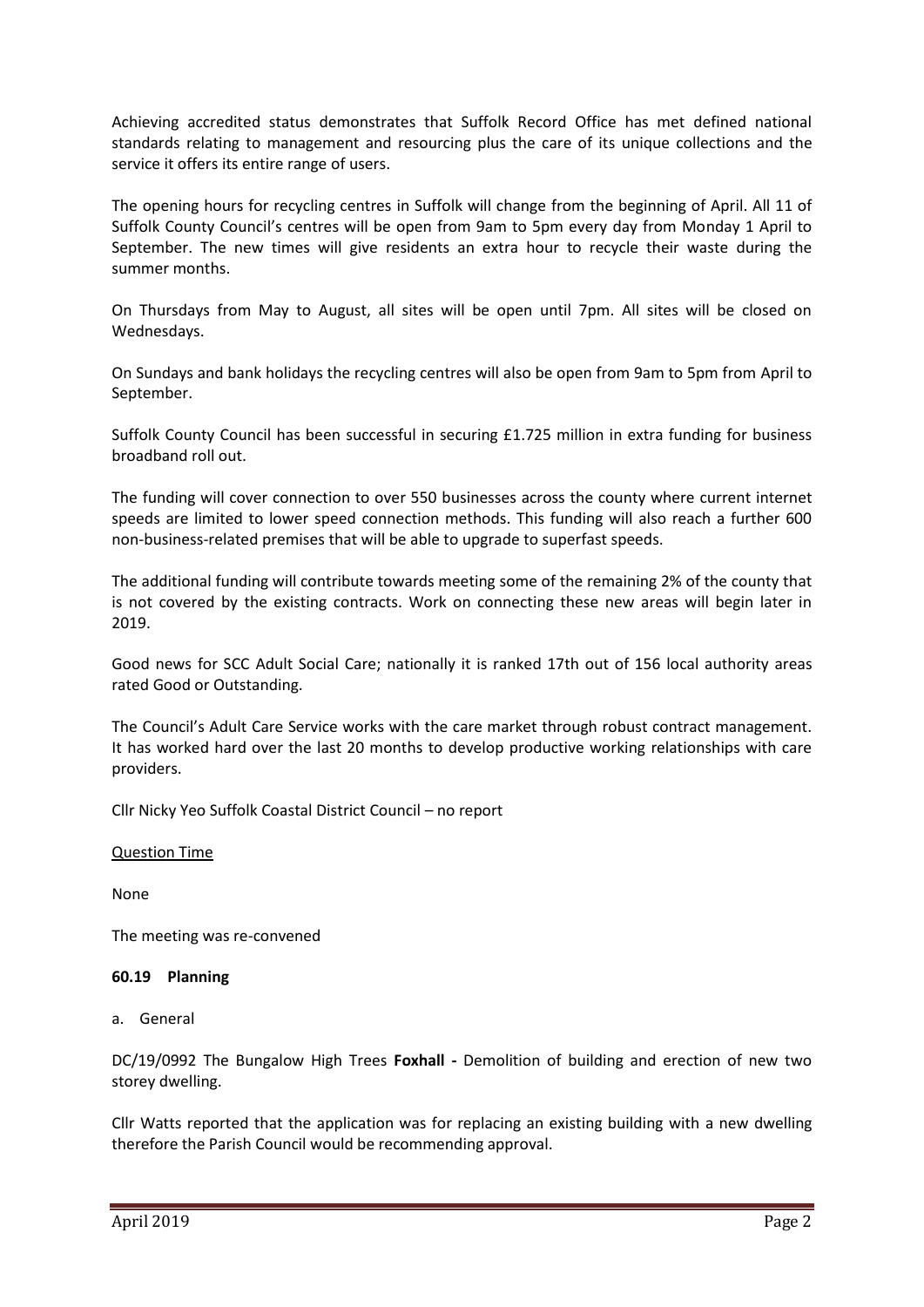Achieving accredited status demonstrates that Suffolk Record Office has met defined national standards relating to management and resourcing plus the care of its unique collections and the service it offers its entire range of users.

The opening hours for recycling centres in Suffolk will change from the beginning of April. All 11 of Suffolk County Council's centres will be open from 9am to 5pm every day from Monday 1 April to September. The new times will give residents an extra hour to recycle their waste during the summer months.

On Thursdays from May to August, all sites will be open until 7pm. All sites will be closed on Wednesdays.

On Sundays and bank holidays the recycling centres will also be open from 9am to 5pm from April to September.

Suffolk County Council has been successful in securing £1.725 million in extra funding for business broadband roll out.

The funding will cover connection to over 550 businesses across the county where current internet speeds are limited to lower speed connection methods. This funding will also reach a further 600 non-business-related premises that will be able to upgrade to superfast speeds.

The additional funding will contribute towards meeting some of the remaining 2% of the county that is not covered by the existing contracts. Work on connecting these new areas will begin later in 2019.

Good news for SCC Adult Social Care; nationally it is ranked 17th out of 156 local authority areas rated Good or Outstanding.

The Council's Adult Care Service works with the care market through robust contract management. It has worked hard over the last 20 months to develop productive working relationships with care providers.

Cllr Nicky Yeo Suffolk Coastal District Council – no report

Question Time

None

The meeting was re-convened

**60.19 Planning**

a. General

DC/19/0992 The Bungalow High Trees **Foxhall -** Demolition of building and erection of new two storey dwelling.

Cllr Watts reported that the application was for replacing an existing building with a new dwelling therefore the Parish Council would be recommending approval.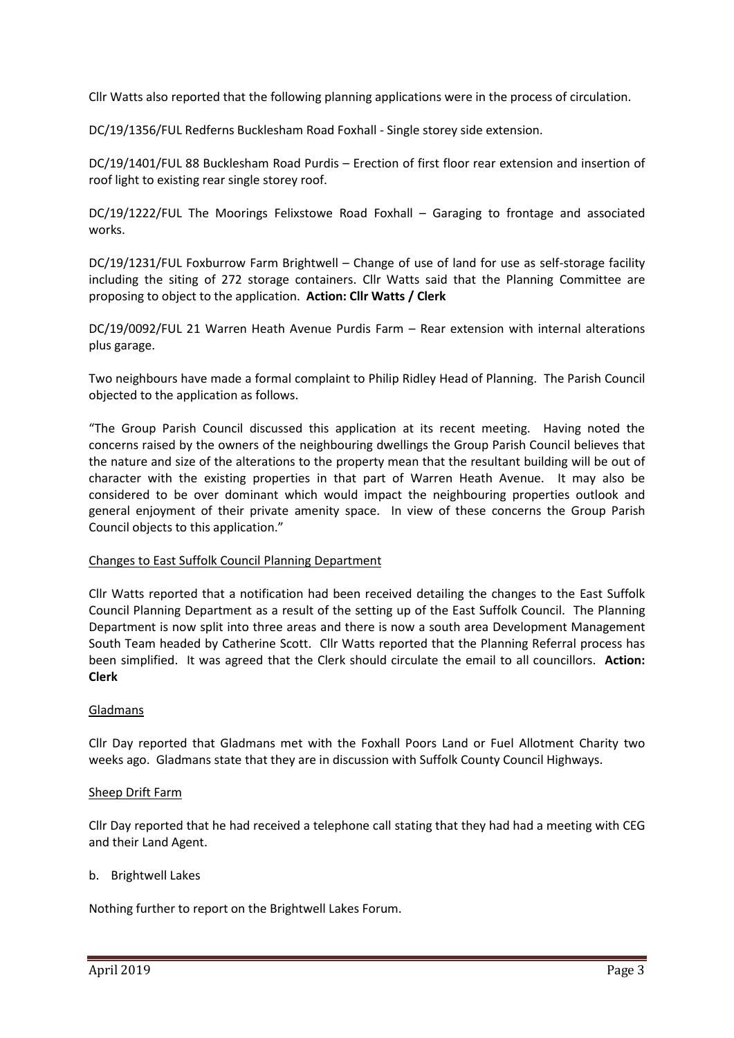Cllr Watts also reported that the following planning applications were in the process of circulation.

DC/19/1356/FUL Redferns Bucklesham Road Foxhall - Single storey side extension.

DC/19/1401/FUL 88 Bucklesham Road Purdis – Erection of first floor rear extension and insertion of roof light to existing rear single storey roof.

DC/19/1222/FUL The Moorings Felixstowe Road Foxhall – Garaging to frontage and associated works.

DC/19/1231/FUL Foxburrow Farm Brightwell – Change of use of land for use as self-storage facility including the siting of 272 storage containers. Cllr Watts said that the Planning Committee are proposing to object to the application. **Action: Cllr Watts / Clerk**

DC/19/0092/FUL 21 Warren Heath Avenue Purdis Farm – Rear extension with internal alterations plus garage.

Two neighbours have made a formal complaint to Philip Ridley Head of Planning. The Parish Council objected to the application as follows.

"The Group Parish Council discussed this application at its recent meeting. Having noted the concerns raised by the owners of the neighbouring dwellings the Group Parish Council believes that the nature and size of the alterations to the property mean that the resultant building will be out of character with the existing properties in that part of Warren Heath Avenue. It may also be considered to be over dominant which would impact the neighbouring properties outlook and general enjoyment of their private amenity space. In view of these concerns the Group Parish Council objects to this application."

<u>Changes to East Suffolk Council Planning Department</u>

Cllr Watts reported that a notification had been received detailing the changes to the East Suffolk Council Planning Department as a result of the setting up of the East Suffolk Council. The Planning Department is now split into three areas and there is now a south area Development Management South Team headed by Catherine Scott. Cllr Watts reported that the Planning Referral process has been simplified. It was agreed that the Clerk should circulate the email to all councillors. **Action: Clerk**

<u>Gladmans</u>

Cllr Day reported that Gladmans met with the Foxhall Poors Land or Fuel Allotment Charity two weeks ago. Gladmans state that they are in discussion with Suffolk County Council Highways.

<u>Sheep Drift Farm</u>

Cllr Day reported that he had received a telephone call stating that they had had a meeting with CEG and their Land Agent.

b. Brightwell Lakes

Nothing further to report on the Brightwell Lakes Forum.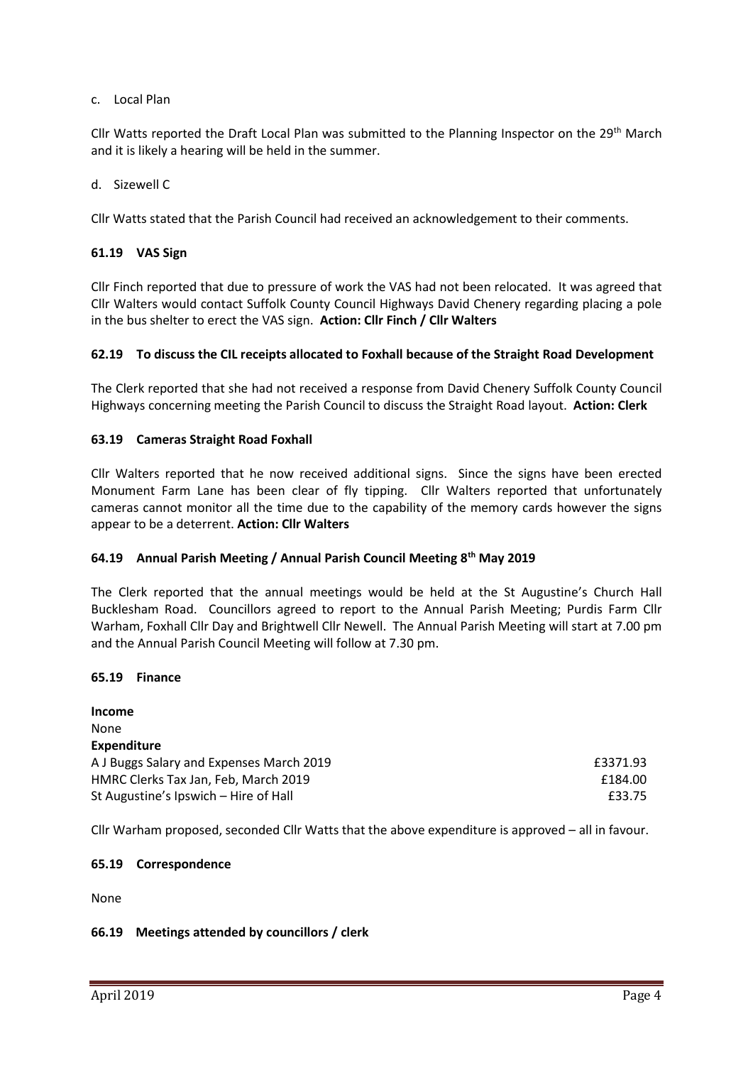c. Local Plan

Cllr Watts reported the Draft Local Plan was submitted to the Planning Inspector on the 29th March and it is likely a hearing will be held in the summer.

d. Sizewell C

Cllr Watts stated that the Parish Council had received an acknowledgement to their comments.

### 61.19 VAS Sign

Cllr Finch reported that due to pressure of work the VAS had not been relocated. It was agreed that Cllr Walters would contact Suffolk County Council Highways David Chenery regarding placing a pole in the bus shelter to erect the VAS sign. **Action: Cllr Finch / Cllr Walters**

### 62.19 To discuss the CIL receipts allocated to Foxhall because of the Straight Road Development

The Clerk reported that she had not received a response from David Chenery Suffolk County Council Highways concerning meeting the Parish Council to discuss the Straight Road layout. **Action: Clerk**

### 63.19 Cameras Straight Road Foxhall

Cllr Walters reported that he now received additional signs. Since the signs have been erected Monument Farm Lane has been clear of fly tipping. Cllr Walters reported that unfortunately cameras cannot monitor all the time due to the capability of the memory cards however the signs appear to be a deterrent. **Action: Cllr Walters**

### 64.19 Annual Parish Meeting / Annual Parish Council Meeting 8th May 2019

The Clerk reported that the annual meetings would be held at the St Augustine's Church Hall Bucklesham Road. Councillors agreed to report to the Annual Parish Meeting; Purdis Farm Cllr Warham, Foxhall Cllr Day and Brightwell Cllr Newell. The Annual Parish Meeting will start at 7.00 pm and the Annual Parish Council Meeting will follow at 7.30 pm.

### 65.19 Finance

**Income**
None

**Expenditure**

| | |
|---|---|
| A J Buggs Salary and Expenses March 2019 | £3371.93 |
| HMRC Clerks Tax Jan, Feb, March 2019 | £184.00 |
| St Augustine's Ipswich – Hire of Hall | £33.75 |

Cllr Warham proposed, seconded Cllr Watts that the above expenditure is approved – all in favour.

### 65.19 Correspondence

None

### 66.19 Meetings attended by councillors / clerk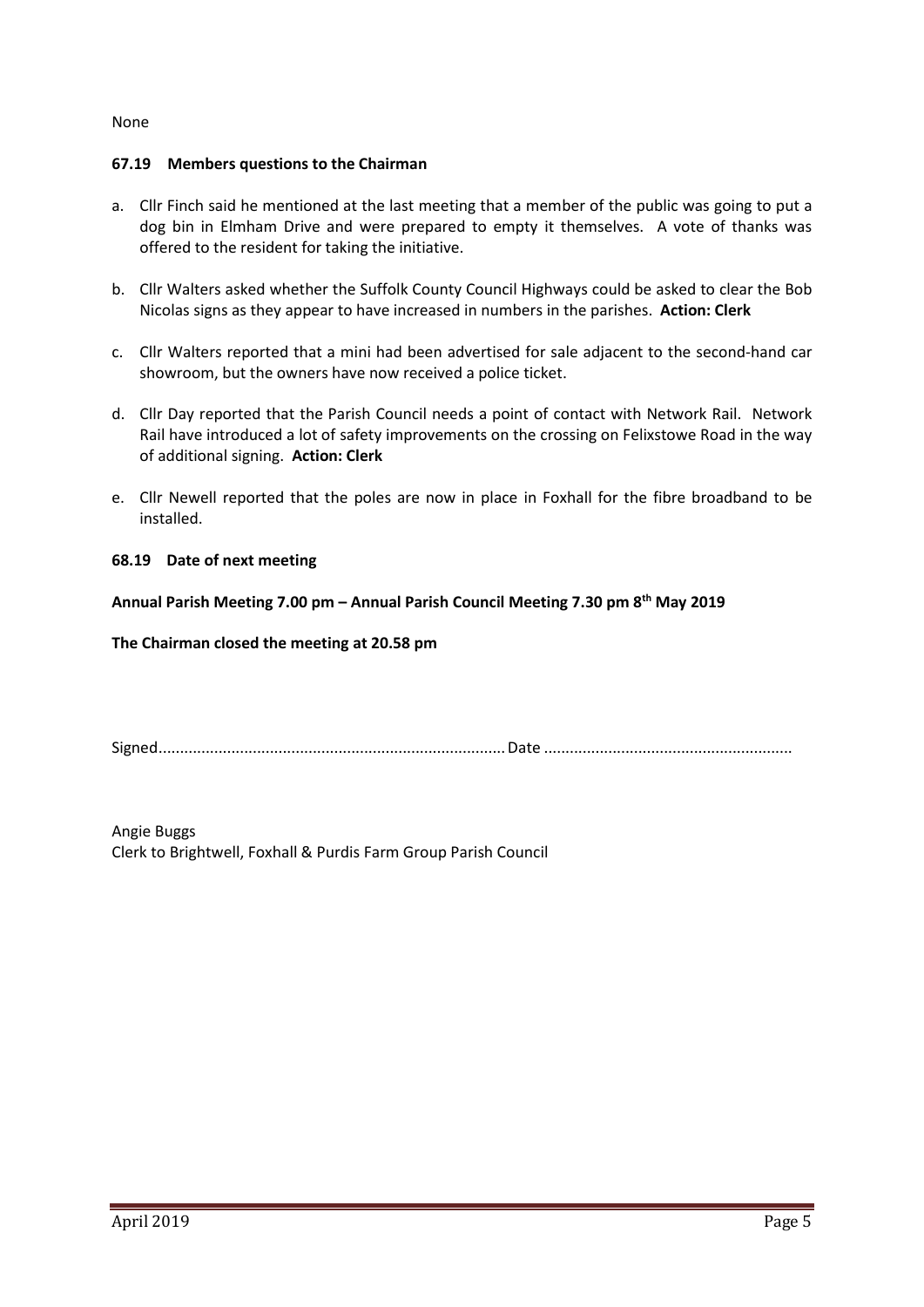None

### 67.19 Members questions to the Chairman

a. Cllr Finch said he mentioned at the last meeting that a member of the public was going to put a dog bin in Elmham Drive and were prepared to empty it themselves. A vote of thanks was offered to the resident for taking the initiative.

b. Cllr Walters asked whether the Suffolk County Council Highways could be asked to clear the Bob Nicolas signs as they appear to have increased in numbers in the parishes. **Action: Clerk**

c. Cllr Walters reported that a mini had been advertised for sale adjacent to the second-hand car showroom, but the owners have now received a police ticket.

d. Cllr Day reported that the Parish Council needs a point of contact with Network Rail. Network Rail have introduced a lot of safety improvements on the crossing on Felixstowe Road in the way of additional signing. **Action: Clerk**

e. Cllr Newell reported that the poles are now in place in Foxhall for the fibre broadband to be installed.

### 68.19 Date of next meeting

**Annual Parish Meeting 7.00 pm – Annual Parish Council Meeting 7.30 pm 8th May 2019**

**The Chairman closed the meeting at 20.58 pm**

Signed................................................................................ Date ..........................................................

Angie Buggs
Clerk to Brightwell, Foxhall & Purdis Farm Group Parish Council